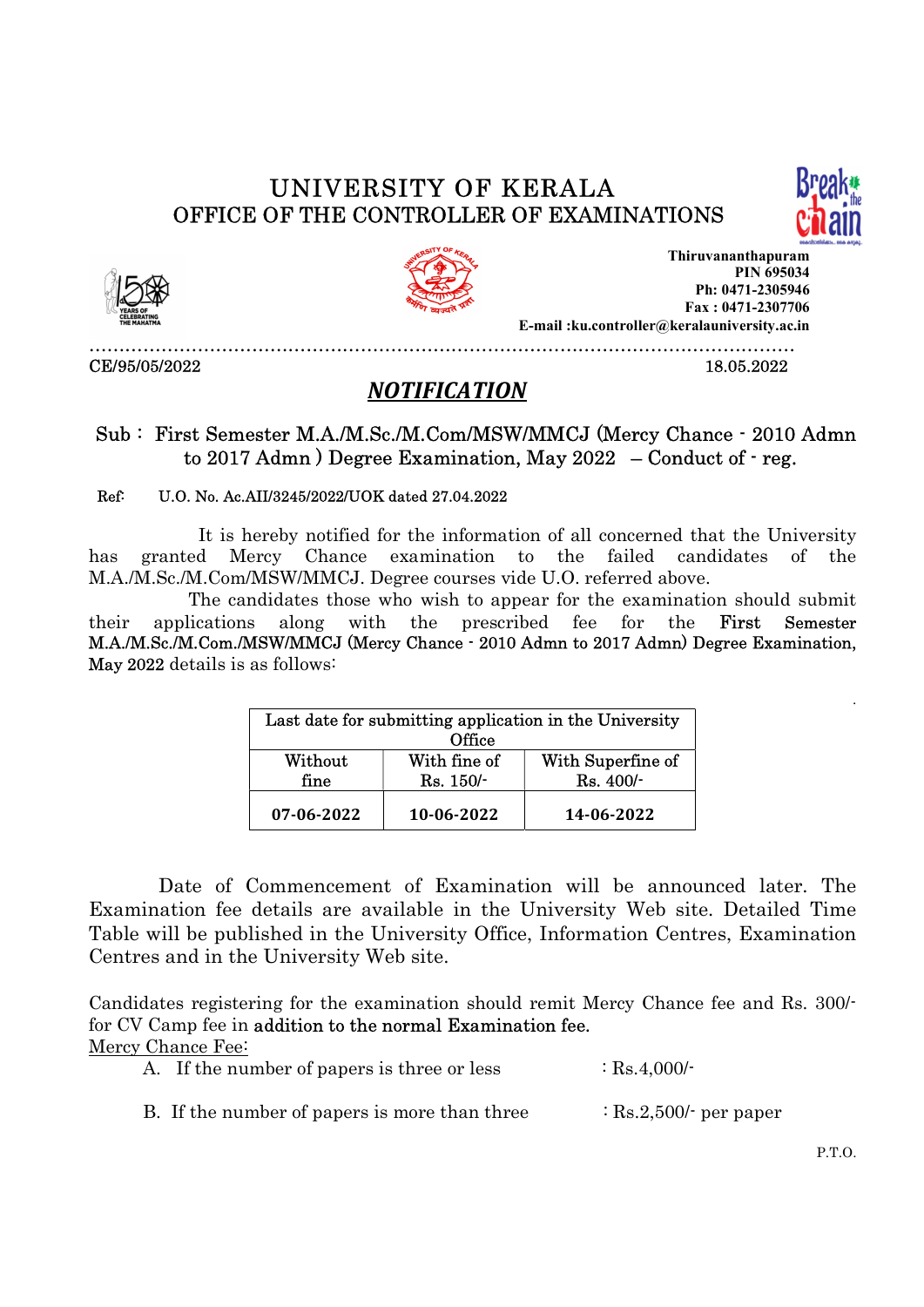# UNIVERSITY OF KERALA
## OFFICE OF THE CONTROLLER OF EXAMINATIONS

**Thiruvananthapuram**
**PIN 695034**
**Ph: 0471-2305946**
**Fax : 0471-2307706**
**E-mail :ku.controller@keralauniversity.ac.in**

CE/95/05/2022 18.05.2022

## ***NOTIFICATION***

Sub : First Semester M.A./M.Sc./M.Com/MSW/MMCJ (Mercy Chance - 2010 Admn to 2017 Admn ) Degree Examination, May 2022 – Conduct of - reg.

Ref: U.O. No. Ac.AII/3245/2022/UOK dated 27.04.2022

It is hereby notified for the information of all concerned that the University has granted Mercy Chance examination to the failed candidates of the M.A./M.Sc./M.Com/MSW/MMCJ. Degree courses vide U.O. referred above.

The candidates those who wish to appear for the examination should submit their applications along with the prescribed fee for the First Semester M.A./M.Sc./M.Com./MSW/MMCJ (Mercy Chance - 2010 Admn to 2017 Admn) Degree Examination, May 2022 details is as follows:

| Last date for submitting application in the University Office | | |
|---|---|---|
| Without fine | With fine of Rs. 150/- | With Superfine of Rs. 400/- |
| **07-06-2022** | **10-06-2022** | **14-06-2022** |

Date of Commencement of Examination will be announced later. The Examination fee details are available in the University Web site. Detailed Time Table will be published in the University Office, Information Centres, Examination Centres and in the University Web site.

Candidates registering for the examination should remit Mercy Chance fee and Rs. 300/- for CV Camp fee in addition to the normal Examination fee.

Mercy Chance Fee:

A. If the number of papers is three or less : Rs.4,000/-

B. If the number of papers is more than three : Rs.2,500/- per paper

P.T.O.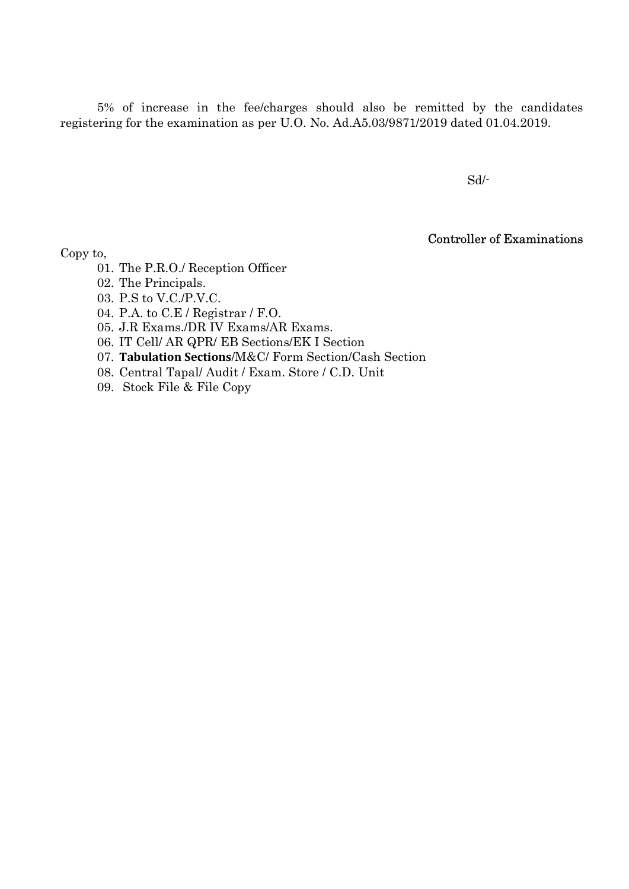5% of increase in the fee/charges should also be remitted by the candidates registering for the examination as per U.O. No. Ad.A5.03/9871/2019 dated 01.04.2019.

Sd/-

Controller of Examinations

Copy to,

01. The P.R.O./ Reception Officer
02. The Principals.
03. P.S to V.C./P.V.C.
04. P.A. to C.E / Registrar / F.O.
05. J.R Exams./DR IV Exams/AR Exams.
06. IT Cell/ AR QPR/ EB Sections/EK I Section
07. **Tabulation Sections**/M&C/ Form Section/Cash Section
08. Central Tapal/ Audit / Exam. Store / C.D. Unit
09. Stock File & File Copy